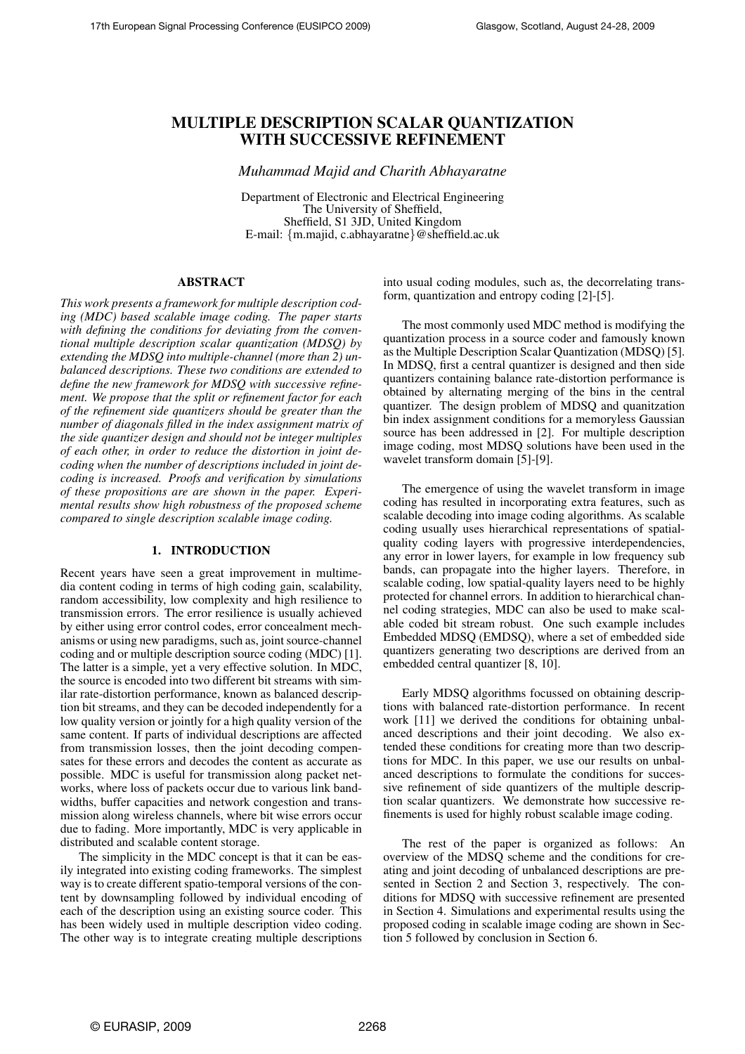# MULTIPLE DESCRIPTION SCALAR QUANTIZATION WITH SUCCESSIVE REFINEMENT

*Muhammad Majid and Charith Abhayaratne*

Department of Electronic and Electrical Engineering
The University of Sheffield,
Sheffield, S1 3JD, United Kingdom
E-mail: {m.majid, c.abhayaratne}@sheffield.ac.uk

## ABSTRACT

*This work presents a framework for multiple description coding (MDC) based scalable image coding. The paper starts with defining the conditions for deviating from the conventional multiple description scalar quantization (MDSQ) by extending the MDSQ into multiple-channel (more than 2) unbalanced descriptions. These two conditions are extended to define the new framework for MDSQ with successive refinement. We propose that the split or refinement factor for each of the refinement side quantizers should be greater than the number of diagonals filled in the index assignment matrix of the side quantizer design and should not be integer multiples of each other, in order to reduce the distortion in joint decoding when the number of descriptions included in joint decoding is increased. Proofs and verification by simulations of these propositions are are shown in the paper. Experimental results show high robustness of the proposed scheme compared to single description scalable image coding.*

## 1. INTRODUCTION

Recent years have seen a great improvement in multimedia content coding in terms of high coding gain, scalability, random accessibility, low complexity and high resilience to transmission errors. The error resilience is usually achieved by either using error control codes, error concealment mechanisms or using new paradigms, such as, joint source-channel coding and or multiple description source coding (MDC) [1]. The latter is a simple, yet a very effective solution. In MDC, the source is encoded into two different bit streams with similar rate-distortion performance, known as balanced description bit streams, and they can be decoded independently for a low quality version or jointly for a high quality version of the same content. If parts of individual descriptions are affected from transmission losses, then the joint decoding compensates for these errors and decodes the content as accurate as possible. MDC is useful for transmission along packet networks, where loss of packets occur due to various link bandwidths, buffer capacities and network congestion and transmission along wireless channels, where bit wise errors occur due to fading. More importantly, MDC is very applicable in distributed and scalable content storage.

The simplicity in the MDC concept is that it can be easily integrated into existing coding frameworks. The simplest way is to create different spatio-temporal versions of the content by downsampling followed by individual encoding of each of the description using an existing source coder. This has been widely used in multiple description video coding. The other way is to integrate creating multiple descriptions into usual coding modules, such as, the decorrelating transform, quantization and entropy coding [2]-[5].

The most commonly used MDC method is modifying the quantization process in a source coder and famously known as the Multiple Description Scalar Quantization (MDSQ) [5]. In MDSQ, first a central quantizer is designed and then side quantizers containing balance rate-distortion performance is obtained by alternating merging of the bins in the central quantizer. The design problem of MDSQ and quanitzation bin index assignment conditions for a memoryless Gaussian source has been addressed in [2]. For multiple description image coding, most MDSQ solutions have been used in the wavelet transform domain [5]-[9].

The emergence of using the wavelet transform in image coding has resulted in incorporating extra features, such as scalable decoding into image coding algorithms. As scalable coding usually uses hierarchical representations of spatial-quality coding layers with progressive interdependencies, any error in lower layers, for example in low frequency sub bands, can propagate into the higher layers. Therefore, in scalable coding, low spatial-quality layers need to be highly protected for channel errors. In addition to hierarchical channel coding strategies, MDC can also be used to make scalable coded bit stream robust. One such example includes Embedded MDSQ (EMDSQ), where a set of embedded side quantizers generating two descriptions are derived from an embedded central quantizer [8, 10].

Early MDSQ algorithms focussed on obtaining descriptions with balanced rate-distortion performance. In recent work [11] we derived the conditions for obtaining unbalanced descriptions and their joint decoding. We also extended these conditions for creating more than two descriptions for MDC. In this paper, we use our results on unbalanced descriptions to formulate the conditions for successive refinement of side quantizers of the multiple description scalar quantizers. We demonstrate how successive refinements is used for highly robust scalable image coding.

The rest of the paper is organized as follows: An overview of the MDSQ scheme and the conditions for creating and joint decoding of unbalanced descriptions are presented in Section 2 and Section 3, respectively. The conditions for MDSQ with successive refinement are presented in Section 4. Simulations and experimental results using the proposed coding in scalable image coding are shown in Section 5 followed by conclusion in Section 6.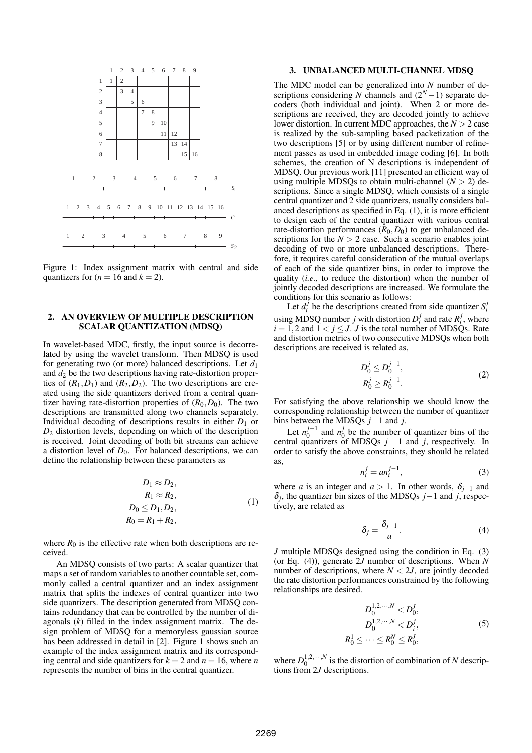Figure 1: Index assignment matrix with central and side quantizers for ($n = 16$ and $k = 2$).

## 2. AN OVERVIEW OF MULTIPLE DESCRIPTION SCALAR QUANTIZATION (MDSQ)

In wavelet-based MDC, firstly, the input source is decorrelated by using the wavelet transform. Then MDSQ is used for generating two (or more) balanced descriptions. Let $d_1$ and $d_2$ be the two descriptions having rate-distortion properties of $(R_1, D_1)$ and $(R_2, D_2)$. The two descriptions are created using the side quantizers derived from a central quantizer having rate-distortion properties of $(R_0, D_0)$. The two descriptions are transmitted along two channels separately. Individual decoding of descriptions results in either $D_1$ or $D_2$ distortion levels, depending on which of the description is received. Joint decoding of both bit streams can achieve a distortion level of $D_0$. For balanced descriptions, we can define the relationship between these parameters as

$$
\begin{aligned}
D_1 &\approx D_2, \\
R_1 &\approx R_2, \\
D_0 &\leq D_1, D_2, \\
R_0 &= R_1 + R_2,
\end{aligned}
\tag{1}
$$

where $R_0$ is the effective rate when both descriptions are received.

An MDSQ consists of two parts: A scalar quantizer that maps a set of random variables to another countable set, commonly called a central quantizer and an index assignment matrix that splits the indexes of central quantizer into two side quantizers. The description generated from MDSQ contains redundancy that can be controlled by the number of diagonals ($k$) filled in the index assignment matrix. The design problem of MDSQ for a memoryless gaussian source has been addressed in detail in [2]. Figure 1 shows such an example of the index assignment matrix and its corresponding central and side quantizers for $k = 2$ and $n = 16$, where $n$ represents the number of bins in the central quantizer.

## 3. UNBALANCED MULTI-CHANNEL MDSQ

The MDC model can be generalized into $N$ number of descriptions considering $N$ channels and $(2^N - 1)$ separate decoders (both individual and joint). When 2 or more descriptions are received, they are decoded jointly to achieve lower distortion. In current MDC approaches, the $N > 2$ case is realized by the sub-sampling based packetization of the two descriptions [5] or by using different number of refinement passes as used in embedded image coding [6]. In both schemes, the creation of N descriptions is independent of MDSQ. Our previous work [11] presented an efficient way of using multiple MDSQs to obtain multi-channel ($N > 2$) descriptions. Since a single MDSQ, which consists of a single central quantizer and 2 side quantizers, usually considers balanced descriptions as specified in Eq. (1), it is more efficient to design each of the central quantizer with various central rate-distortion performances $(R_0, D_0)$ to get unbalanced descriptions for the $N > 2$ case. Such a scenario enables joint decoding of two or more unbalanced descriptions. Therefore, it requires careful consideration of the mutual overlaps of each of the side quantizer bins, in order to improve the quality (*i.e.,* to reduce the distortion) when the number of jointly decoded descriptions are increased. We formulate the conditions for this scenario as follows:

Let $d_i^j$ be the descriptions created from side quantizer $S_i^j$ using MDSQ number $j$ with distortion $D_i^j$ and rate $R_i^j$, where $i = 1, 2$ and $1 < j \leq J$. $J$ is the total number of MDSQs. Rate and distortion metrics of two consecutive MDSQs when both descriptions are received is related as,

$$
\begin{aligned}
D_0^j &\leq D_0^{j-1}, \\
R_0^j &\geq R_0^{j-1}.
\end{aligned}
\tag{2}
$$

For satisfying the above relationship we should know the corresponding relationship between the number of quantizer bins between the MDSQs $j-1$ and $j$.

Let $n_0^{j-1}$ and $n_0^j$ be the number of quantizer bins of the central quantizers of MDSQs $j-1$ and $j$, respectively. In order to satisfy the above constraints, they should be related as,

$$
n_i^j = a n_i^{j-1}, \tag{3}
$$

where $a$ is an integer and $a > 1$. In other words, $\delta_{j-1}$ and $\delta_j$, the quantizer bin sizes of the MDSQs $j-1$ and $j$, respectively, are related as

$$
\delta_j = \frac{\delta_{j-1}}{a}. \tag{4}
$$

$J$ multiple MDSQs designed using the condition in Eq. (3) (or Eq. (4)), generate $2J$ number of descriptions. When $N$ number of descriptions, where $N < 2J$, are jointly decoded the rate distortion performances constrained by the following relationships are desired.

$$
\begin{aligned}
D_0^{1,2,\cdots,N} &< D_0^J, \\
D_0^{1,2,\cdots,N} &< D_i^j, \\
R_0^1 \leq \cdots \leq R_0^N &\leq R_0^J,
\end{aligned}
\tag{5}
$$

where $D_0^{1,2,\cdots,N}$ is the distortion of combination of $N$ descriptions from $2J$ descriptions.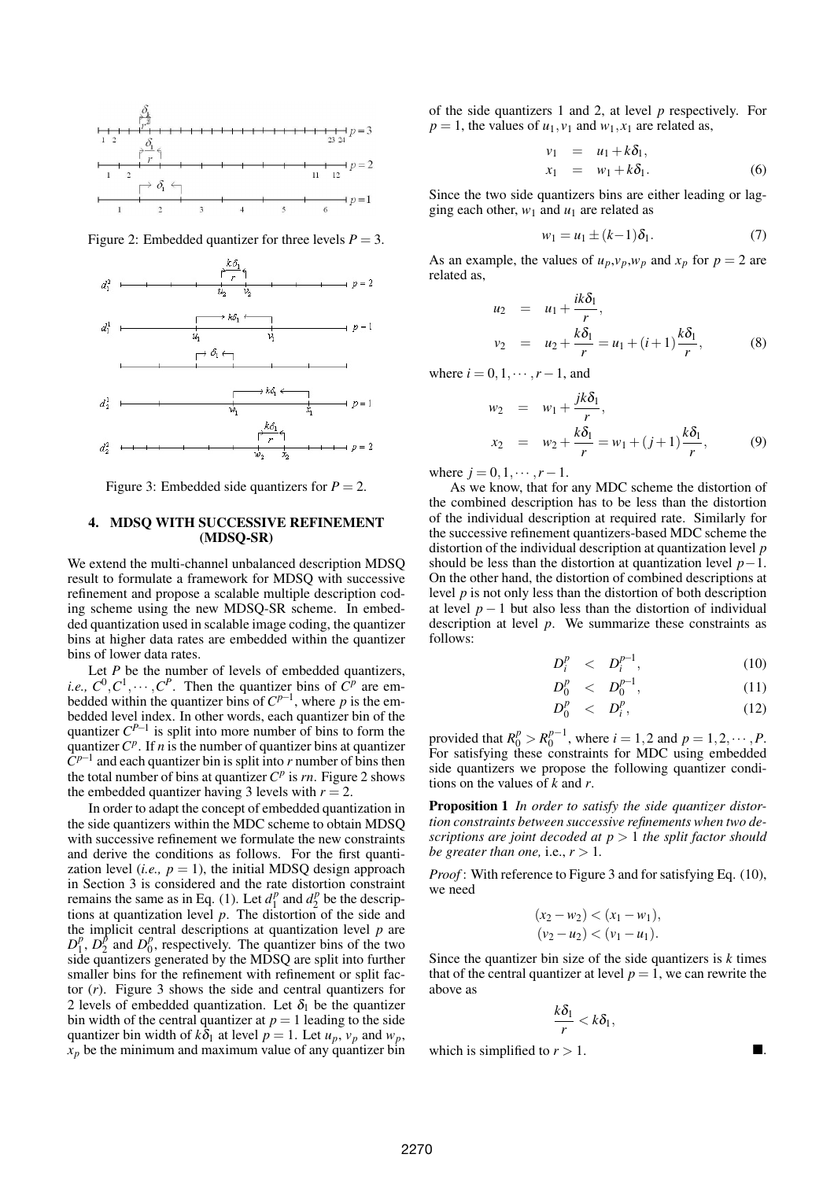Figure 2: Embedded quantizer for three levels $P = 3$.

Figure 3: Embedded side quantizers for $P = 2$.

## 4. MDSQ WITH SUCCESSIVE REFINEMENT (MDSQ-SR)

We extend the multi-channel unbalanced description MDSQ result to formulate a framework for MDSQ with successive refinement and propose a scalable multiple description coding scheme using the new MDSQ-SR scheme. In embedded quantization used in scalable image coding, the quantizer bins at higher data rates are embedded within the quantizer bins of lower data rates.

Let $P$ be the number of levels of embedded quantizers, *i.e.,* $C^0, C^1, \cdots, C^P$. Then the quantizer bins of $C^p$ are embedded within the quantizer bins of $C^{p-1}$, where $p$ is the embedded level index. In other words, each quantizer bin of the quantizer $C^{P-1}$ is split into more number of bins to form the quantizer $C^p$. If $n$ is the number of quantizer bins at quantizer $C^{p-1}$ and each quantizer bin is split into $r$ number of bins then the total number of bins at quantizer $C^p$ is $rn$. Figure 2 shows the embedded quantizer having 3 levels with $r = 2$.

In order to adapt the concept of embedded quantization in the side quantizers within the MDC scheme to obtain MDSQ with successive refinement we formulate the new constraints and derive the conditions as follows. For the first quantization level (*i.e.,* $p = 1$), the initial MDSQ design approach in Section 3 is considered and the rate distortion constraint remains the same as in Eq. (1). Let $d_1^p$ and $d_2^p$ be the descriptions at quantization level $p$. The distortion of the side and the implicit central descriptions at quantization level $p$ are $D_1^p$, $D_2^p$ and $D_0^p$, respectively. The quantizer bins of the two side quantizers generated by the MDSQ are split into further smaller bins for the refinement with refinement or split factor ($r$). Figure 3 shows the side and central quantizers for 2 levels of embedded quantization. Let $\delta_1$ be the quantizer bin width of the central quantizer at $p = 1$ leading to the side quantizer bin width of $k\delta_1$ at level $p = 1$. Let $u_p$, $v_p$ and $w_p$, $x_p$ be the minimum and maximum value of any quantizer bin of the side quantizers 1 and 2, at level $p$ respectively. For $p = 1$, the values of $u_1, v_1$ and $w_1, x_1$ are related as,

$$
\begin{aligned}
v_1 &= u_1 + k\delta_1, \\
x_1 &= w_1 + k\delta_1.
\end{aligned} \tag{6}
$$

Since the two side quantizers bins are either leading or lagging each other, $w_1$ and $u_1$ are related as

$$
w_1 = u_1 \pm (k-1)\delta_1. \tag{7}
$$

As an example, the values of $u_p$,$v_p$,$w_p$ and $x_p$ for $p = 2$ are related as,

$$
\begin{aligned}
u_2 &= u_1 + \frac{ik\delta_1}{r}, \\
v_2 &= u_2 + \frac{k\delta_1}{r} = u_1 + (i+1)\frac{k\delta_1}{r},
\end{aligned} \tag{8}
$$

where $i = 0, 1, \cdots, r-1$, and

$$
\begin{aligned}
w_2 &= w_1 + \frac{jk\delta_1}{r}, \\
x_2 &= w_2 + \frac{k\delta_1}{r} = w_1 + (j+1)\frac{k\delta_1}{r},
\end{aligned} \tag{9}
$$

where $j = 0, 1, \cdots, r-1$.

As we know, that for any MDC scheme the distortion of the combined description has to be less than the distortion of the individual description at required rate. Similarly for the successive refinement quantizers-based MDC scheme the distortion of the individual description at quantization level $p$ should be less than the distortion at quantization level $p-1$. On the other hand, the distortion of combined descriptions at level $p$ is not only less than the distortion of both description at level $p-1$ but also less than the distortion of individual description at level $p$. We summarize these constraints as follows:

$$
\begin{aligned}
D_i^p &< D_i^{p-1}, && (10) \\
D_0^p &< D_0^{p-1}, && (11) \\
D_0^p &< D_i^p, && (12)
\end{aligned}
$$

provided that $R_0^p > R_0^{p-1}$, where $i = 1, 2$ and $p = 1, 2, \cdots, P$. For satisfying these constraints for MDC using embedded side quantizers we propose the following quantizer conditions on the values of $k$ and $r$.

**Proposition 1** *In order to satisfy the side quantizer distortion constraints between successive refinements when two descriptions are joint decoded at $p > 1$ the split factor should be greater than one,* i.e., $r > 1$.

*Proof*: With reference to Figure 3 and for satisfying Eq. (10), we need

$$
\begin{aligned}
(x_2 - w_2) &< (x_1 - w_1), \\
(v_2 - u_2) &< (v_1 - u_1).
\end{aligned}
$$

Since the quantizer bin size of the side quantizers is $k$ times that of the central quantizer at level $p = 1$, we can rewrite the above as

$$
\frac{k\delta_1}{r} < k\delta_1,
$$

which is simplified to $r > 1$. ■.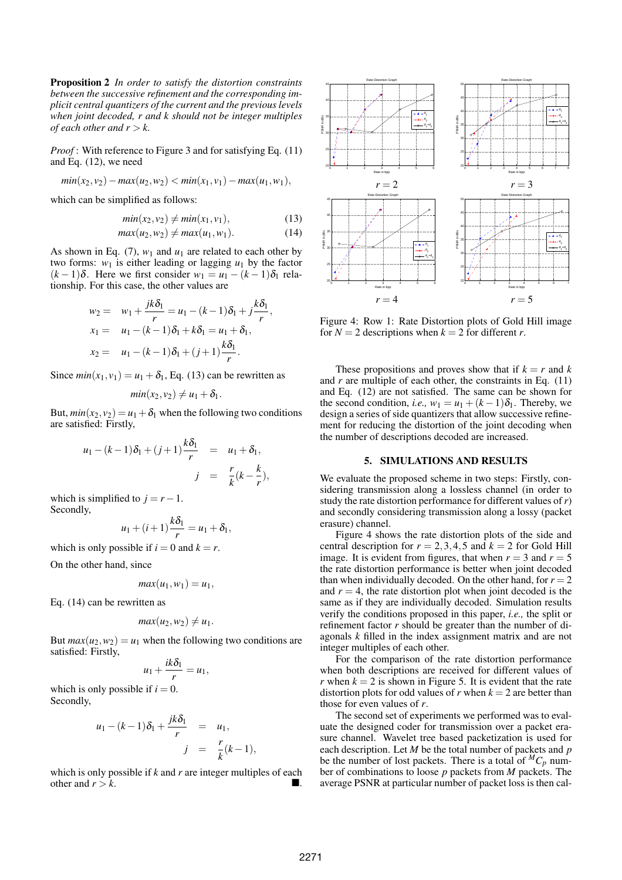**Proposition 2** *In order to satisfy the distortion constraints between the successive refinement and the corresponding implicit central quantizers of the current and the previous levels when joint decoded, r and k should not be integer multiples of each other and r > k.*

*Proof* : With reference to Figure 3 and for satisfying Eq. (11) and Eq. (12), we need

$$min(x_2, v_2) - max(u_2, w_2) < min(x_1, v_1) - max(u_1, w_1),$$

which can be simplified as follows:

$$min(x_2, v_2) \neq min(x_1, v_1), \qquad (13)$$

$$max(u_2, w_2) \neq max(u_1, w_1). \qquad (14)$$

As shown in Eq. (7), $w_1$ and $u_1$ are related to each other by two forms: $w_1$ is either leading or lagging $u_1$ by the factor $(k-1)\delta$. Here we first consider $w_1 = u_1 - (k-1)\delta_1$ relationship. For this case, the other values are

$$w_2 = \quad w_1 + \frac{jk\delta_1}{r} = u_1 - (k-1)\delta_1 + j\frac{k\delta_1}{r},$$

$$x_1 = \quad u_1 - (k-1)\delta_1 + k\delta_1 = u_1 + \delta_1,$$

$$x_2 = \quad u_1 - (k-1)\delta_1 + (j+1)\frac{k\delta_1}{r}.$$

Since $min(x_1, v_1) = u_1 + \delta_1$, Eq. (13) can be rewritten as

$$min(x_2, v_2) \neq u_1 + \delta_1.$$

But, $min(x_2, v_2) = u_1 + \delta_1$ when the following two conditions are satisfied: Firstly,

$$u_1 - (k-1)\delta_1 + (j+1)\frac{k\delta_1}{r} \quad = \quad u_1 + \delta_1,$$

$$j \quad = \quad \frac{r}{k}(k - \frac{k}{r}),$$

which is simplified to $j = r - 1$.
Secondly,

$$u_1 + (i+1)\frac{k\delta_1}{r} = u_1 + \delta_1,$$

which is only possible if $i = 0$ and $k = r$.

On the other hand, since

$$max(u_1, w_1) = u_1,$$

Eq. (14) can be rewritten as

$$max(u_2, w_2) \neq u_1.$$

But $max(u_2, w_2) = u_1$ when the following two conditions are satisfied: Firstly,

$$u_1 + \frac{ik\delta_1}{r} = u_1,$$

which is only possible if $i = 0$.
Secondly,

$$u_1 - (k-1)\delta_1 + \frac{jk\delta_1}{r} \quad = \quad u_1,$$

$$j \quad = \quad \frac{r}{k}(k-1),$$

which is only possible if $k$ and $r$ are integer multiples of each other and $r > k$. ∎

Figure 4: Row 1: Rate Distortion plots of Gold Hill image for $N = 2$ descriptions when $k = 2$ for different $r$.

These propositions and proves show that if $k = r$ and $k$ and $r$ are multiple of each other, the constraints in Eq. (11) and Eq. (12) are not satisfied. The same can be shown for the second condition, *i.e.,* $w_1 = u_1 + (k-1)\delta_1$. Thereby, we design a series of side quantizers that allow successive refinement for reducing the distortion of the joint decoding when the number of descriptions decoded are increased.

## 5. SIMULATIONS AND RESULTS

We evaluate the proposed scheme in two steps: Firstly, considering transmission along a lossless channel (in order to study the rate distortion performance for different values of $r$) and secondly considering transmission along a lossy (packet erasure) channel.

Figure 4 shows the rate distortion plots of the side and central description for $r = 2, 3, 4, 5$ and $k = 2$ for Gold Hill image. It is evident from figures, that when $r = 3$ and $r = 5$ the rate distortion performance is better when joint decoded than when individually decoded. On the other hand, for $r = 2$ and $r = 4$, the rate distortion plot when joint decoded is the same as if they are individually decoded. Simulation results verify the conditions proposed in this paper, *i.e.,* the split or refinement factor $r$ should be greater than the number of diagonals $k$ filled in the index assignment matrix and are not integer multiples of each other.

For the comparison of the rate distortion performance when both descriptions are received for different values of $r$ when $k = 2$ is shown in Figure 5. It is evident that the rate distortion plots for odd values of $r$ when $k = 2$ are better than those for even values of $r$.

The second set of experiments we performed was to evaluate the designed coder for transmission over a packet erasure channel. Wavelet tree based packetization is used for each description. Let $M$ be the total number of packets and $p$ be the number of lost packets. There is a total of ${}^{M}C_p$ number of combinations to loose $p$ packets from $M$ packets. The average PSNR at particular number of packet loss is then cal-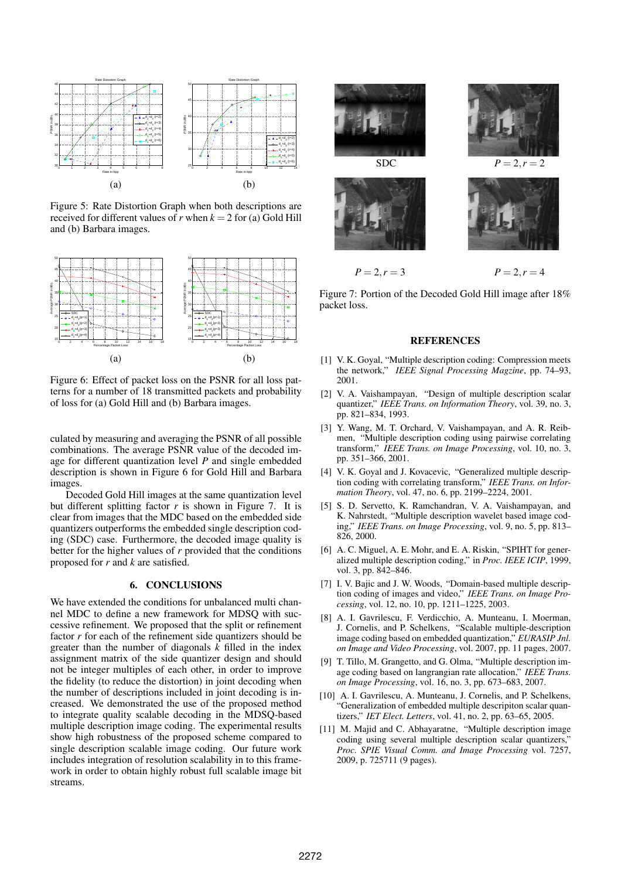Rate Distortion Graph

PSNR in dBs

Rate in bpp

$d_1+d_2$ (r=2)
$d_1+d_2$ (r=3)
$d_1+d_2$ (r=4)
$d_1+d_2$ (r=5)
$d_1+d_2$ (r=6)

(a)

Rate Distortion Graph

PSNR in dBs

Rate in bpp

$d_1+d_2$ (r=2)
$d_1+d_2$ (r=3)
$d_1+d_2$ (r=4)
$d_1+d_2$ (r=5)
$d_1+d_2$ (r=6)

(b)

Figure 5: Rate Distortion Graph when both descriptions are received for different values of $r$ when $k = 2$ for (a) Gold Hill and (b) Barbara images.

Average PSNR in dBs

Percentage Packet Loss

SDC
$d_1+d_2$ (p=1)
$d_1+d_2$ (p=2)
$d_1+d_2$ (p=3)
$d_1+d_2$ (p=4)

(a)

Average PSNR in dBs

Percentage Packet Loss

SDC
$d_1+d_2$ (p=1)
$d_1+d_2$ (p=2)
$d_1+d_2$ (p=3)
$d_1+d_2$ (p=4)

(b)

Figure 6: Effect of packet loss on the PSNR for all loss patterns for a number of 18 transmitted packets and probability of loss for (a) Gold Hill and (b) Barbara images.

culated by measuring and averaging the PSNR of all possible combinations. The average PSNR value of the decoded image for different quantization level $P$ and single embedded description is shown in Figure 6 for Gold Hill and Barbara images.

Decoded Gold Hill images at the same quantization level but different splitting factor $r$ is shown in Figure 7. It is clear from images that the MDC based on the embedded side quantizers outperforms the embedded single description coding (SDC) case. Furthermore, the decoded image quality is better for the higher values of $r$ provided that the conditions proposed for $r$ and $k$ are satisfied.

## 6. CONCLUSIONS

We have extended the conditions for unbalanced multi channel MDC to define a new framework for MDSQ with successive refinement. We proposed that the split or refinement factor $r$ for each of the refinement side quantizers should be greater than the number of diagonals $k$ filled in the index assignment matrix of the side quantizer design and should not be integer multiples of each other, in order to improve the fidelity (to reduce the distortion) in joint decoding when the number of descriptions included in joint decoding is increased. We demonstrated the use of the proposed method to integrate quality scalable decoding in the MDSQ-based multiple description image coding. The experimental results show high robustness of the proposed scheme compared to single description scalable image coding. Our future work includes integration of resolution scalability in to this framework in order to obtain highly robust full scalable image bit streams.

SDC

$P = 2, r = 2$

$P = 2, r = 3$

$P = 2, r = 4$

Figure 7: Portion of the Decoded Gold Hill image after 18% packet loss.

## REFERENCES

[1] V. K. Goyal, "Multiple description coding: Compression meets the network," *IEEE Signal Processing Magzine*, pp. 74–93, 2001.

[2] V. A. Vaishampayan, "Design of multiple description scalar quantizer," *IEEE Trans. on Information Theory*, vol. 39, no. 3, pp. 821–834, 1993.

[3] Y. Wang, M. T. Orchard, V. Vaishampayan, and A. R. Reibmen, "Multiple description coding using pairwise correlating transform," *IEEE Trans. on Image Processing*, vol. 10, no. 3, pp. 351–366, 2001.

[4] V. K. Goyal and J. Kovacevic, "Generalized multiple description coding with correlating transform," *IEEE Trans. on Information Theory*, vol. 47, no. 6, pp. 2199–2224, 2001.

[5] S. D. Servetto, K. Ramchandran, V. A. Vaishampayan, and K. Nahrstedt, "Multiple description wavelet based image coding," *IEEE Trans. on Image Processing*, vol. 9, no. 5, pp. 813–826, 2000.

[6] A. C. Miguel, A. E. Mohr, and E. A. Riskin, "SPIHT for generalized multiple description coding," in *Proc. IEEE ICIP*, 1999, vol. 3, pp. 842–846.

[7] I. V. Bajic and J. W. Woods, "Domain-based multiple description coding of images and video," *IEEE Trans. on Image Processing*, vol. 12, no. 10, pp. 1211–1225, 2003.

[8] A. I. Gavrilescu, F. Verdicchio, A. Munteanu, I. Moerman, J. Cornelis, and P. Schelkens, "Scalable multiple-description image coding based on embedded quantization," *EURASIP Jnl. on Image and Video Processing*, vol. 2007, pp. 11 pages, 2007.

[9] T. Tillo, M. Grangetto, and G. Olma, "Multiple description image coding based on langrangian rate allocation," *IEEE Trans. on Image Processing*, vol. 16, no. 3, pp. 673–683, 2007.

[10] A. I. Gavrilescu, A. Munteanu, J. Cornelis, and P. Schelkens, "Generalization of embedded multiple descripiton scalar quantizers," *IET Elect. Letters*, vol. 41, no. 2, pp. 63–65, 2005.

[11] M. Majid and C. Abhayaratne, "Multiple description image coding using several multiple description scalar quantizers," *Proc. SPIE Visual Comm. and Image Processing* vol. 7257, 2009, p. 725711 (9 pages).